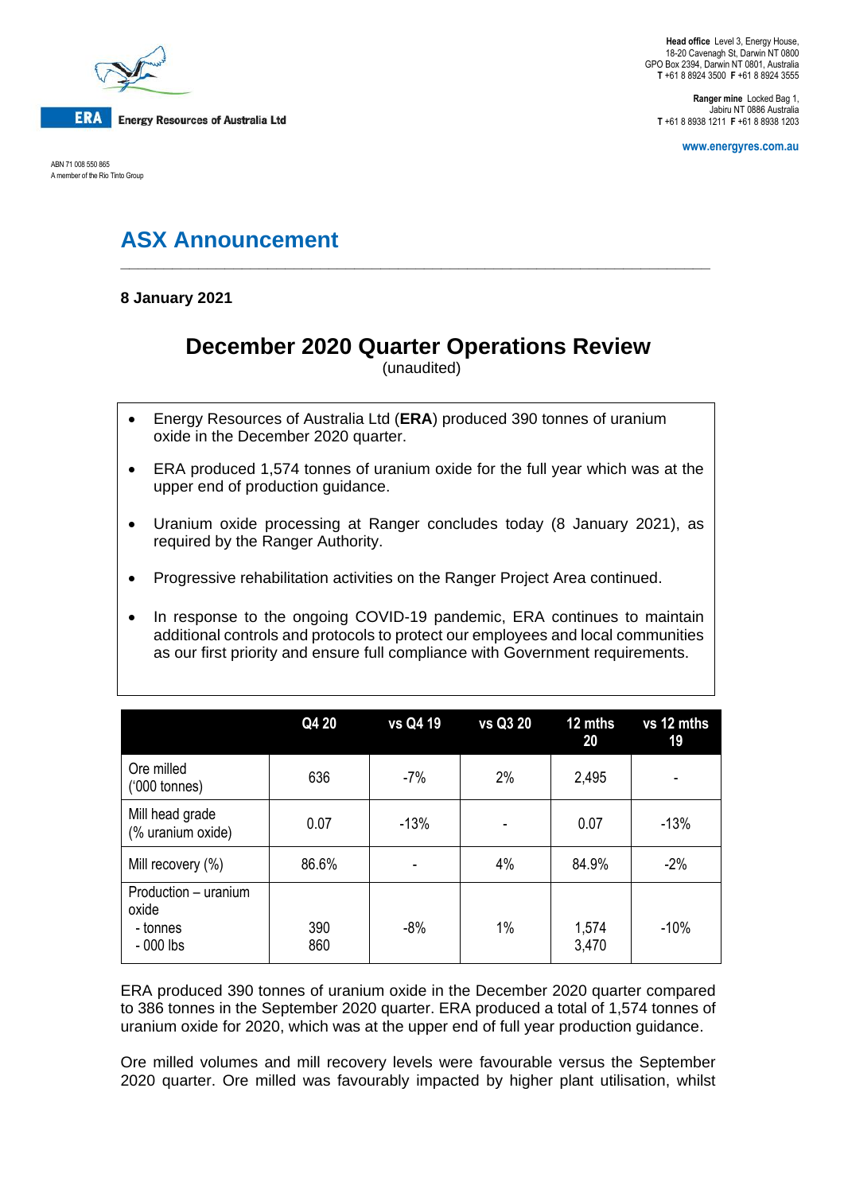ERA Energy Resources of Australia Ltd

ABN 71 008 550 865
A member of the Rio Tinto Group

**Head office** Level 3, Energy House, 18-20 Cavenagh St, Darwin NT 0800
GPO Box 2394, Darwin NT 0801, Australia
**T** +61 8 8924 3500 **F** +61 8 8924 3555

**Ranger mine** Locked Bag 1, Jabiru NT 0886 Australia
**T** +61 8 8938 1211 **F** +61 8 8938 1203

www.energyres.com.au

# ASX Announcement

**8 January 2021**

## December 2020 Quarter Operations Review

(unaudited)

- Energy Resources of Australia Ltd (**ERA**) produced 390 tonnes of uranium oxide in the December 2020 quarter.
- ERA produced 1,574 tonnes of uranium oxide for the full year which was at the upper end of production guidance.
- Uranium oxide processing at Ranger concludes today (8 January 2021), as required by the Ranger Authority.
- Progressive rehabilitation activities on the Ranger Project Area continued.
- In response to the ongoing COVID-19 pandemic, ERA continues to maintain additional controls and protocols to protect our employees and local communities as our first priority and ensure full compliance with Government requirements.

| | Q4 20 | vs Q4 19 | vs Q3 20 | 12 mths 20 | vs 12 mths 19 |
|---|---|---|---|---|---|
| Ore milled ('000 tonnes) | 636 | -7% | 2% | 2,495 | - |
| Mill head grade (% uranium oxide) | 0.07 | -13% | - | 0.07 | -13% |
| Mill recovery (%) | 86.6% | - | 4% | 84.9% | -2% |
| Production – uranium oxide<br>- tonnes<br>- 000 lbs | 390<br>860 | -8% | 1% | 1,574<br>3,470 | -10% |

ERA produced 390 tonnes of uranium oxide in the December 2020 quarter compared to 386 tonnes in the September 2020 quarter. ERA produced a total of 1,574 tonnes of uranium oxide for 2020, which was at the upper end of full year production guidance.

Ore milled volumes and mill recovery levels were favourable versus the September 2020 quarter. Ore milled was favourably impacted by higher plant utilisation, whilst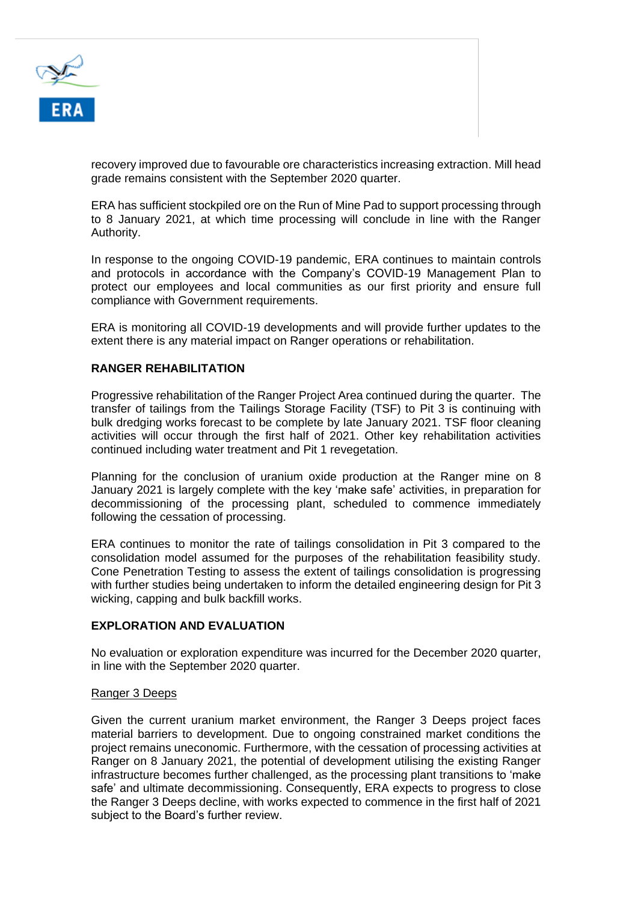recovery improved due to favourable ore characteristics increasing extraction. Mill head grade remains consistent with the September 2020 quarter.

ERA has sufficient stockpiled ore on the Run of Mine Pad to support processing through to 8 January 2021, at which time processing will conclude in line with the Ranger Authority.

In response to the ongoing COVID-19 pandemic, ERA continues to maintain controls and protocols in accordance with the Company's COVID-19 Management Plan to protect our employees and local communities as our first priority and ensure full compliance with Government requirements.

ERA is monitoring all COVID-19 developments and will provide further updates to the extent there is any material impact on Ranger operations or rehabilitation.

**RANGER REHABILITATION**

Progressive rehabilitation of the Ranger Project Area continued during the quarter. The transfer of tailings from the Tailings Storage Facility (TSF) to Pit 3 is continuing with bulk dredging works forecast to be complete by late January 2021. TSF floor cleaning activities will occur through the first half of 2021. Other key rehabilitation activities continued including water treatment and Pit 1 revegetation.

Planning for the conclusion of uranium oxide production at the Ranger mine on 8 January 2021 is largely complete with the key 'make safe' activities, in preparation for decommissioning of the processing plant, scheduled to commence immediately following the cessation of processing.

ERA continues to monitor the rate of tailings consolidation in Pit 3 compared to the consolidation model assumed for the purposes of the rehabilitation feasibility study. Cone Penetration Testing to assess the extent of tailings consolidation is progressing with further studies being undertaken to inform the detailed engineering design for Pit 3 wicking, capping and bulk backfill works.

**EXPLORATION AND EVALUATION**

No evaluation or exploration expenditure was incurred for the December 2020 quarter, in line with the September 2020 quarter.

<u>Ranger 3 Deeps</u>

Given the current uranium market environment, the Ranger 3 Deeps project faces material barriers to development. Due to ongoing constrained market conditions the project remains uneconomic. Furthermore, with the cessation of processing activities at Ranger on 8 January 2021, the potential of development utilising the existing Ranger infrastructure becomes further challenged, as the processing plant transitions to 'make safe' and ultimate decommissioning. Consequently, ERA expects to progress to close the Ranger 3 Deeps decline, with works expected to commence in the first half of 2021 subject to the Board's further review.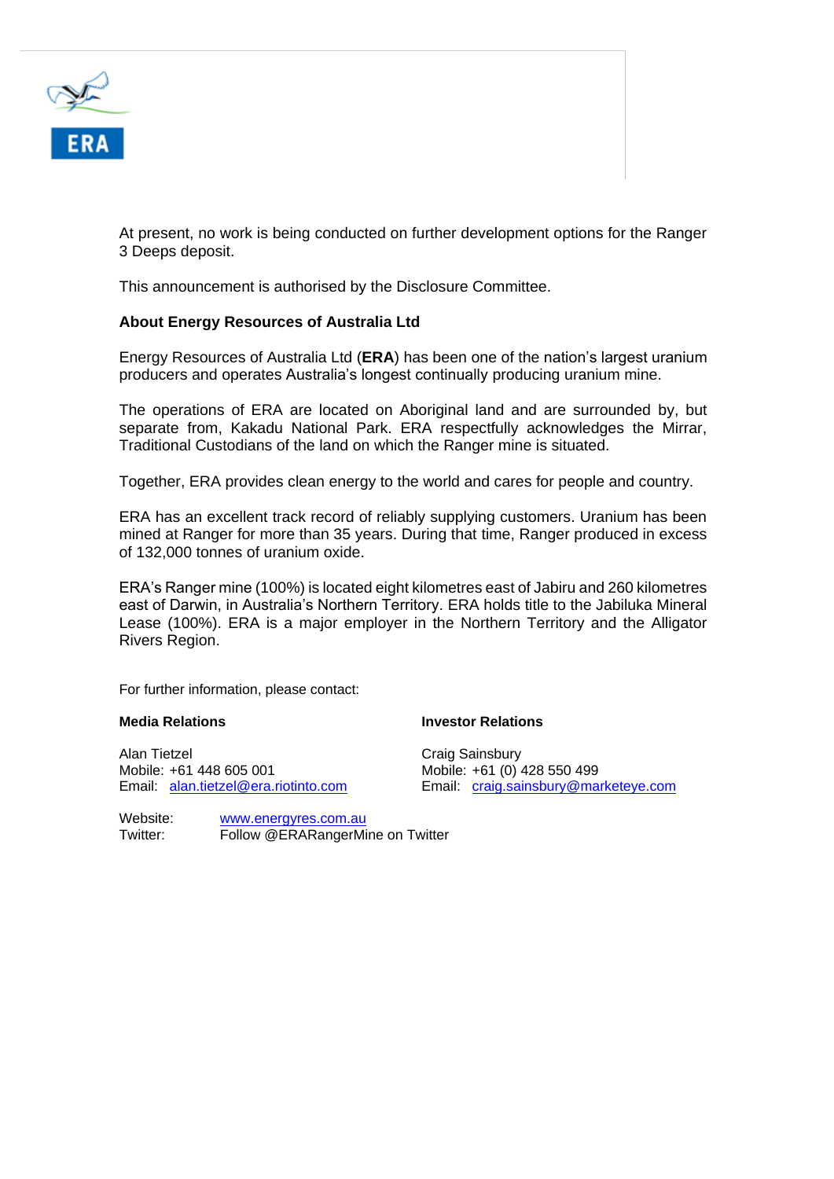At present, no work is being conducted on further development options for the Ranger 3 Deeps deposit.

This announcement is authorised by the Disclosure Committee.

**About Energy Resources of Australia Ltd**

Energy Resources of Australia Ltd (**ERA**) has been one of the nation's largest uranium producers and operates Australia's longest continually producing uranium mine.

The operations of ERA are located on Aboriginal land and are surrounded by, but separate from, Kakadu National Park. ERA respectfully acknowledges the Mirrar, Traditional Custodians of the land on which the Ranger mine is situated.

Together, ERA provides clean energy to the world and cares for people and country.

ERA has an excellent track record of reliably supplying customers. Uranium has been mined at Ranger for more than 35 years. During that time, Ranger produced in excess of 132,000 tonnes of uranium oxide.

ERA's Ranger mine (100%) is located eight kilometres east of Jabiru and 260 kilometres east of Darwin, in Australia's Northern Territory. ERA holds title to the Jabiluka Mineral Lease (100%). ERA is a major employer in the Northern Territory and the Alligator Rivers Region.

For further information, please contact:

**Media Relations**

Alan Tietzel
Mobile: +61 448 605 001
Email: alan.tietzel@era.riotinto.com

**Investor Relations**

Craig Sainsbury
Mobile: +61 (0) 428 550 499
Email: craig.sainsbury@marketeye.com

Website: www.energyres.com.au
Twitter: Follow @ERARangerMine on Twitter